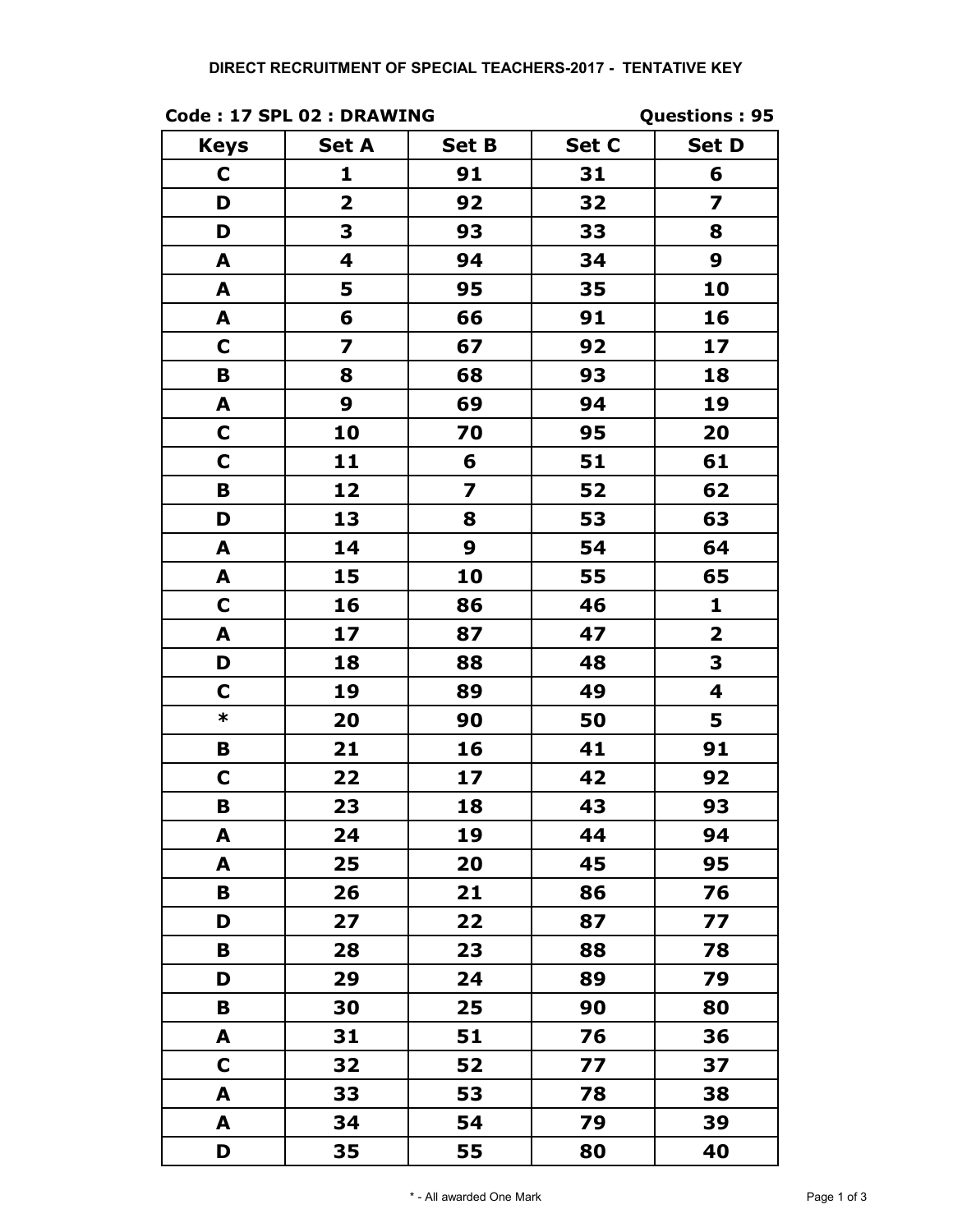**DIRECT RECRUITMENT OF SPECIAL TEACHERS-2017 - TENTATIVE KEY**

**Code : 17 SPL 02 : DRAWING** **Questions : 95**

| Keys | Set A | Set B | Set C | Set D |
|---|---|---|---|---|
| C | 1 | 91 | 31 | 6 |
| D | 2 | 92 | 32 | 7 |
| D | 3 | 93 | 33 | 8 |
| A | 4 | 94 | 34 | 9 |
| A | 5 | 95 | 35 | 10 |
| A | 6 | 66 | 91 | 16 |
| C | 7 | 67 | 92 | 17 |
| B | 8 | 68 | 93 | 18 |
| A | 9 | 69 | 94 | 19 |
| C | 10 | 70 | 95 | 20 |
| C | 11 | 6 | 51 | 61 |
| B | 12 | 7 | 52 | 62 |
| D | 13 | 8 | 53 | 63 |
| A | 14 | 9 | 54 | 64 |
| A | 15 | 10 | 55 | 65 |
| C | 16 | 86 | 46 | 1 |
| A | 17 | 87 | 47 | 2 |
| D | 18 | 88 | 48 | 3 |
| C | 19 | 89 | 49 | 4 |
| * | 20 | 90 | 50 | 5 |
| B | 21 | 16 | 41 | 91 |
| C | 22 | 17 | 42 | 92 |
| B | 23 | 18 | 43 | 93 |
| A | 24 | 19 | 44 | 94 |
| A | 25 | 20 | 45 | 95 |
| B | 26 | 21 | 86 | 76 |
| D | 27 | 22 | 87 | 77 |
| B | 28 | 23 | 88 | 78 |
| D | 29 | 24 | 89 | 79 |
| B | 30 | 25 | 90 | 80 |
| A | 31 | 51 | 76 | 36 |
| C | 32 | 52 | 77 | 37 |
| A | 33 | 53 | 78 | 38 |
| A | 34 | 54 | 79 | 39 |
| D | 35 | 55 | 80 | 40 |

* - All awarded One Mark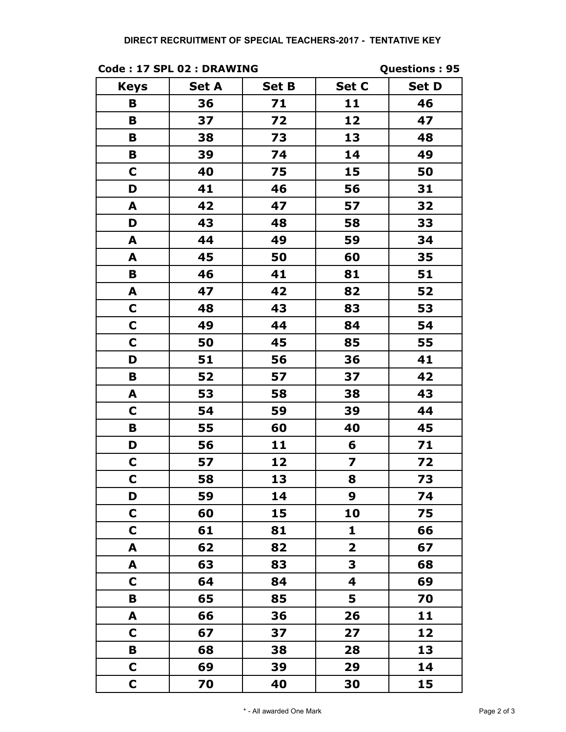**DIRECT RECRUITMENT OF SPECIAL TEACHERS-2017 - TENTATIVE KEY**

**Code : 17 SPL 02 : DRAWING** **Questions : 95**

| Keys | Set A | Set B | Set C | Set D |
|---|---|---|---|---|
| B | 36 | 71 | 11 | 46 |
| B | 37 | 72 | 12 | 47 |
| B | 38 | 73 | 13 | 48 |
| B | 39 | 74 | 14 | 49 |
| C | 40 | 75 | 15 | 50 |
| D | 41 | 46 | 56 | 31 |
| A | 42 | 47 | 57 | 32 |
| D | 43 | 48 | 58 | 33 |
| A | 44 | 49 | 59 | 34 |
| A | 45 | 50 | 60 | 35 |
| B | 46 | 41 | 81 | 51 |
| A | 47 | 42 | 82 | 52 |
| C | 48 | 43 | 83 | 53 |
| C | 49 | 44 | 84 | 54 |
| C | 50 | 45 | 85 | 55 |
| D | 51 | 56 | 36 | 41 |
| B | 52 | 57 | 37 | 42 |
| A | 53 | 58 | 38 | 43 |
| C | 54 | 59 | 39 | 44 |
| B | 55 | 60 | 40 | 45 |
| D | 56 | 11 | 6 | 71 |
| C | 57 | 12 | 7 | 72 |
| C | 58 | 13 | 8 | 73 |
| D | 59 | 14 | 9 | 74 |
| C | 60 | 15 | 10 | 75 |
| C | 61 | 81 | 1 | 66 |
| A | 62 | 82 | 2 | 67 |
| A | 63 | 83 | 3 | 68 |
| C | 64 | 84 | 4 | 69 |
| B | 65 | 85 | 5 | 70 |
| A | 66 | 36 | 26 | 11 |
| C | 67 | 37 | 27 | 12 |
| B | 68 | 38 | 28 | 13 |
| C | 69 | 39 | 29 | 14 |
| C | 70 | 40 | 30 | 15 |

\* - All awarded One Mark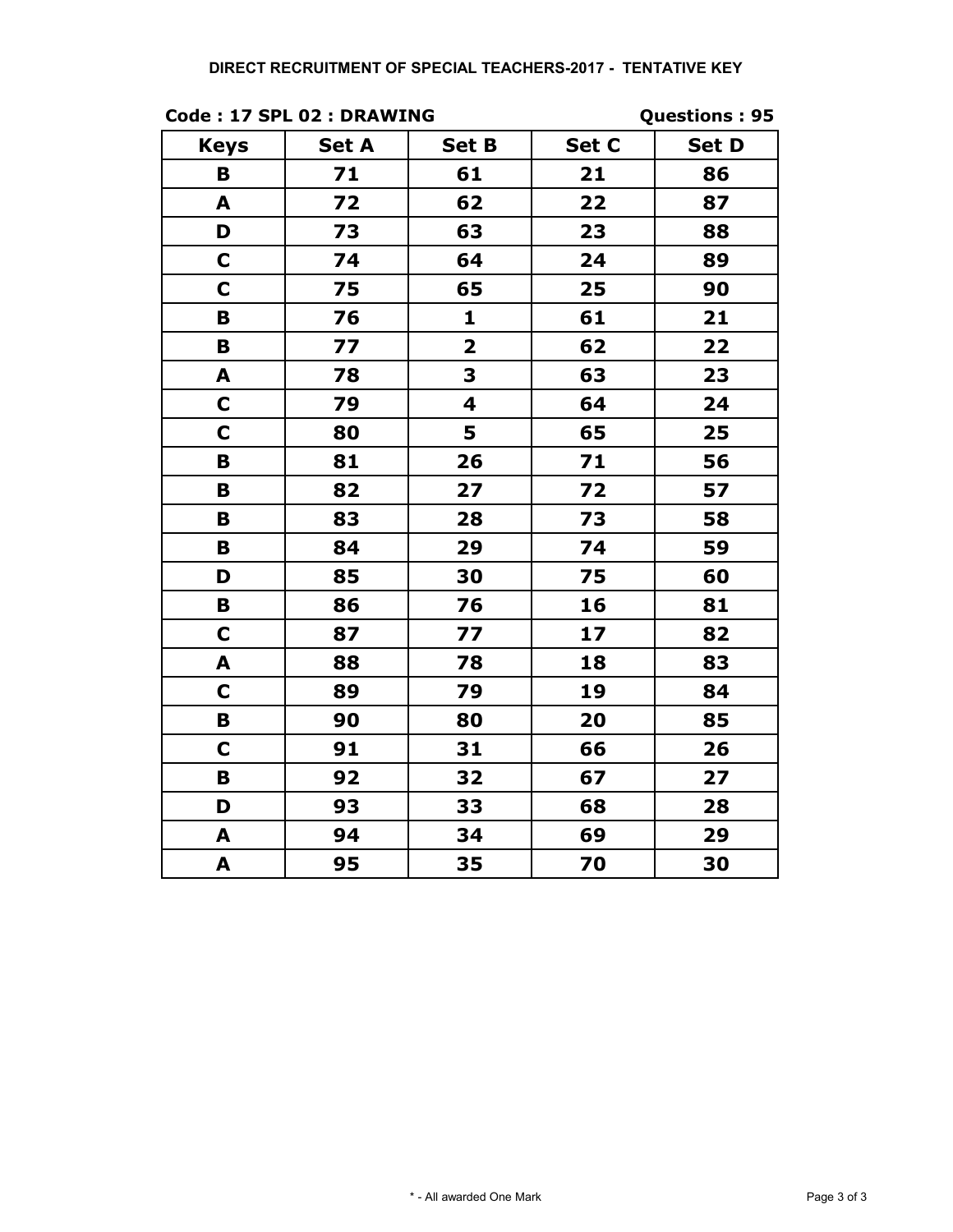**DIRECT RECRUITMENT OF SPECIAL TEACHERS-2017 - TENTATIVE KEY**

**Code : 17 SPL 02 : DRAWING** **Questions : 95**

| Keys | Set A | Set B | Set C | Set D |
|---|---|---|---|---|
| B | 71 | 61 | 21 | 86 |
| A | 72 | 62 | 22 | 87 |
| D | 73 | 63 | 23 | 88 |
| C | 74 | 64 | 24 | 89 |
| C | 75 | 65 | 25 | 90 |
| B | 76 | 1 | 61 | 21 |
| B | 77 | 2 | 62 | 22 |
| A | 78 | 3 | 63 | 23 |
| C | 79 | 4 | 64 | 24 |
| C | 80 | 5 | 65 | 25 |
| B | 81 | 26 | 71 | 56 |
| B | 82 | 27 | 72 | 57 |
| B | 83 | 28 | 73 | 58 |
| B | 84 | 29 | 74 | 59 |
| D | 85 | 30 | 75 | 60 |
| B | 86 | 76 | 16 | 81 |
| C | 87 | 77 | 17 | 82 |
| A | 88 | 78 | 18 | 83 |
| C | 89 | 79 | 19 | 84 |
| B | 90 | 80 | 20 | 85 |
| C | 91 | 31 | 66 | 26 |
| B | 92 | 32 | 67 | 27 |
| D | 93 | 33 | 68 | 28 |
| A | 94 | 34 | 69 | 29 |
| A | 95 | 35 | 70 | 30 |

\* - All awarded One Mark